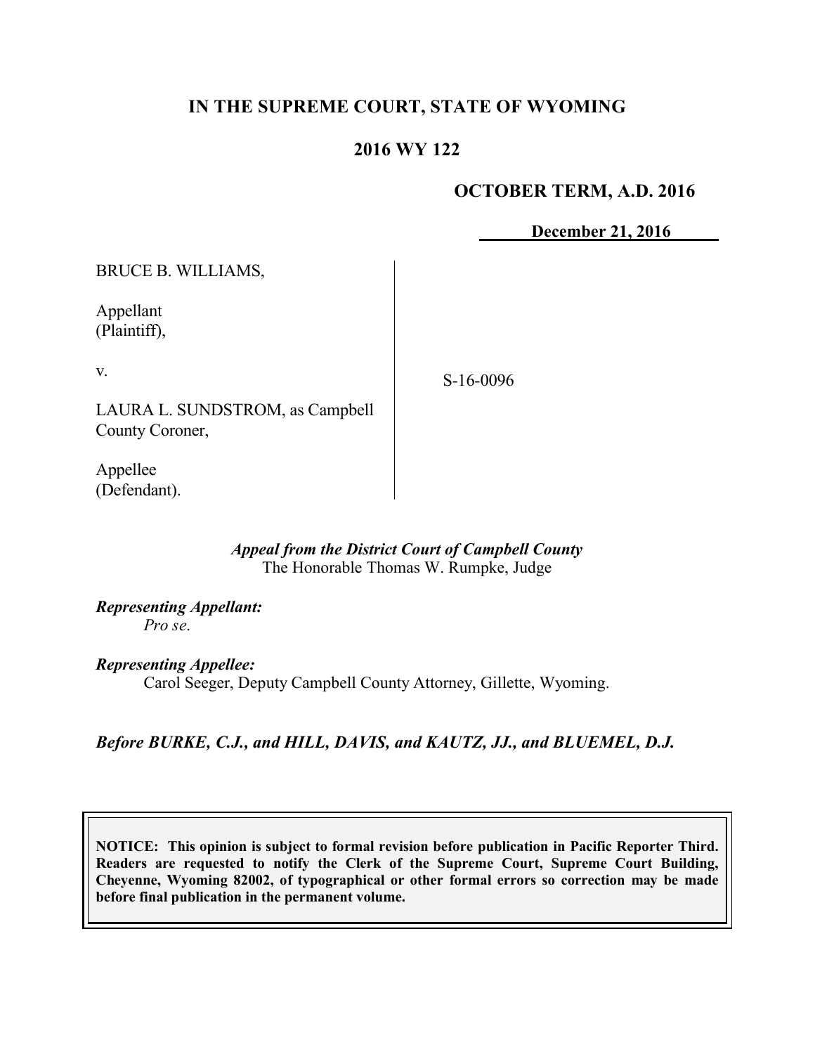# IN THE SUPREME COURT, STATE OF WYOMING

## 2016 WY 122

**OCTOBER TERM, A.D. 2016**

**December 21, 2016**

BRUCE B. WILLIAMS,

Appellant
(Plaintiff),

v.

LAURA L. SUNDSTROM, as Campbell County Coroner,

Appellee
(Defendant).

S-16-0096

*Appeal from the District Court of Campbell County*
The Honorable Thomas W. Rumpke, Judge

***Representing Appellant:***
*Pro se*.

***Representing Appellee:***
Carol Seeger, Deputy Campbell County Attorney, Gillette, Wyoming.

***Before BURKE, C.J., and HILL, DAVIS, and KAUTZ, JJ., and BLUEMEL, D.J.***

**NOTICE: This opinion is subject to formal revision before publication in Pacific Reporter Third. Readers are requested to notify the Clerk of the Supreme Court, Supreme Court Building, Cheyenne, Wyoming 82002, of typographical or other formal errors so correction may be made before final publication in the permanent volume.**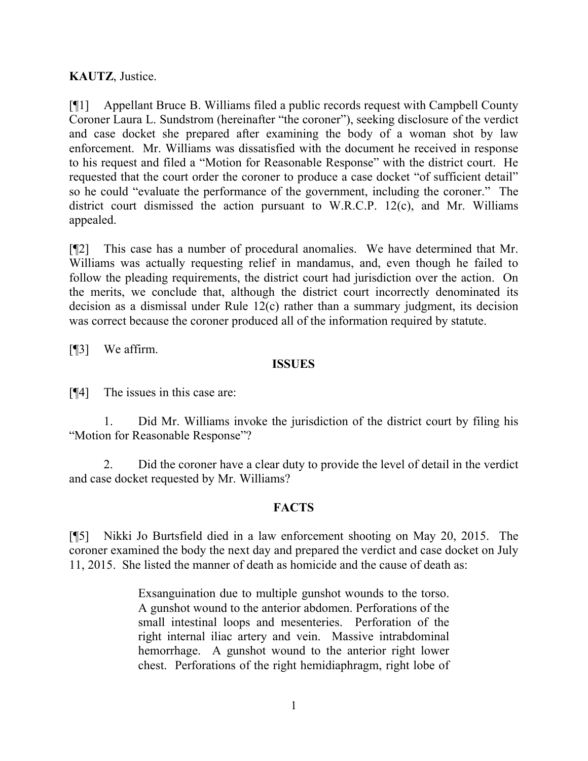**KAUTZ**, Justice.

[¶1] Appellant Bruce B. Williams filed a public records request with Campbell County Coroner Laura L. Sundstrom (hereinafter "the coroner"), seeking disclosure of the verdict and case docket she prepared after examining the body of a woman shot by law enforcement. Mr. Williams was dissatisfied with the document he received in response to his request and filed a "Motion for Reasonable Response" with the district court. He requested that the court order the coroner to produce a case docket "of sufficient detail" so he could "evaluate the performance of the government, including the coroner." The district court dismissed the action pursuant to W.R.C.P. 12(c), and Mr. Williams appealed.

[¶2] This case has a number of procedural anomalies. We have determined that Mr. Williams was actually requesting relief in mandamus, and, even though he failed to follow the pleading requirements, the district court had jurisdiction over the action. On the merits, we conclude that, although the district court incorrectly denominated its decision as a dismissal under Rule 12(c) rather than a summary judgment, its decision was correct because the coroner produced all of the information required by statute.

[¶3] We affirm.

## ISSUES

[¶4] The issues in this case are:

1. Did Mr. Williams invoke the jurisdiction of the district court by filing his "Motion for Reasonable Response"?

2. Did the coroner have a clear duty to provide the level of detail in the verdict and case docket requested by Mr. Williams?

## FACTS

[¶5] Nikki Jo Burtsfield died in a law enforcement shooting on May 20, 2015. The coroner examined the body the next day and prepared the verdict and case docket on July 11, 2015. She listed the manner of death as homicide and the cause of death as:

> Exsanguination due to multiple gunshot wounds to the torso. A gunshot wound to the anterior abdomen. Perforations of the small intestinal loops and mesenteries. Perforation of the right internal iliac artery and vein. Massive intrabdominal hemorrhage. A gunshot wound to the anterior right lower chest. Perforations of the right hemidiaphragm, right lobe of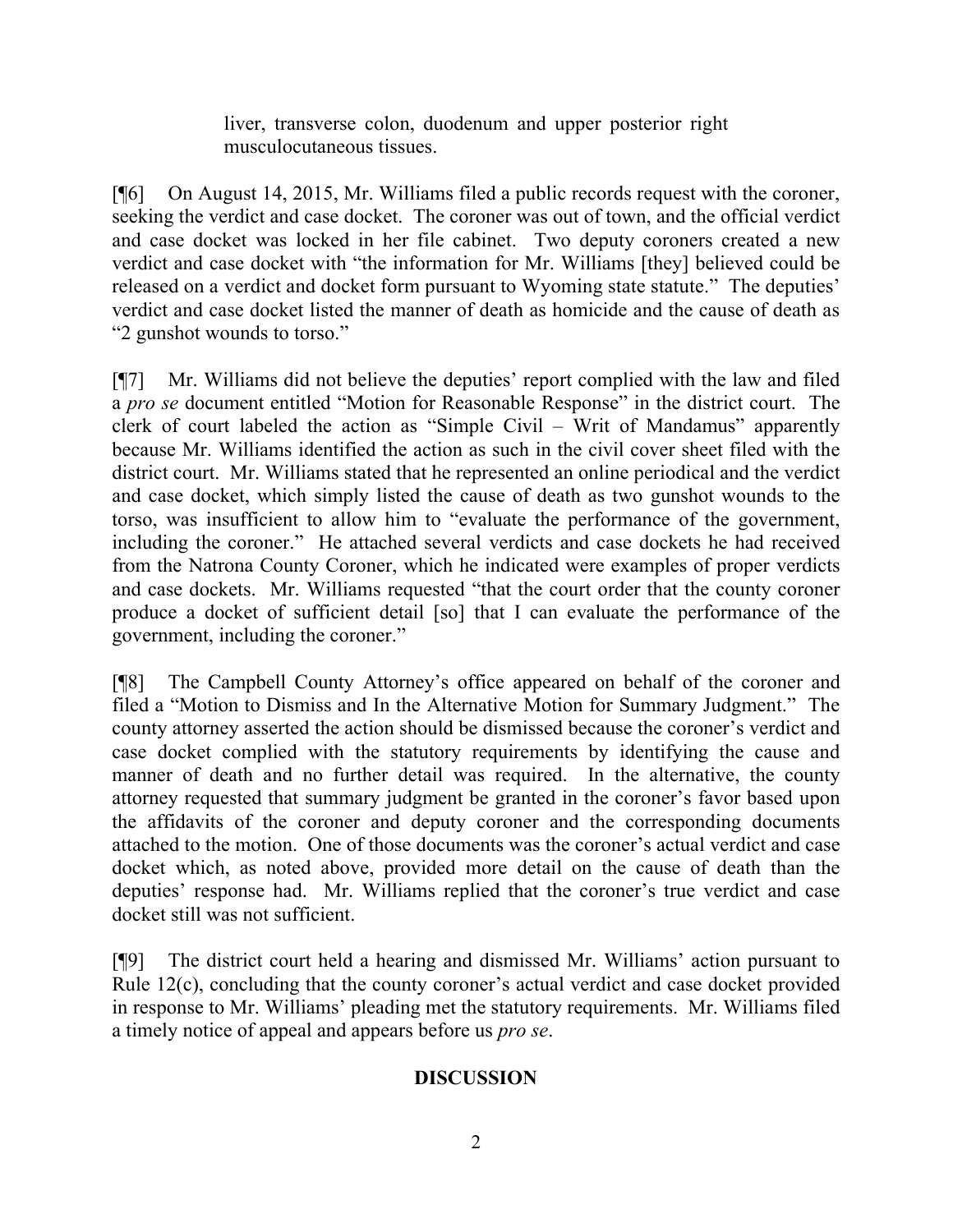> liver, transverse colon, duodenum and upper posterior right musculocutaneous tissues.

[¶6] On August 14, 2015, Mr. Williams filed a public records request with the coroner, seeking the verdict and case docket. The coroner was out of town, and the official verdict and case docket was locked in her file cabinet. Two deputy coroners created a new verdict and case docket with "the information for Mr. Williams [they] believed could be released on a verdict and docket form pursuant to Wyoming state statute." The deputies' verdict and case docket listed the manner of death as homicide and the cause of death as "2 gunshot wounds to torso."

[¶7] Mr. Williams did not believe the deputies' report complied with the law and filed a *pro se* document entitled "Motion for Reasonable Response" in the district court. The clerk of court labeled the action as "Simple Civil – Writ of Mandamus" apparently because Mr. Williams identified the action as such in the civil cover sheet filed with the district court. Mr. Williams stated that he represented an online periodical and the verdict and case docket, which simply listed the cause of death as two gunshot wounds to the torso, was insufficient to allow him to "evaluate the performance of the government, including the coroner." He attached several verdicts and case dockets he had received from the Natrona County Coroner, which he indicated were examples of proper verdicts and case dockets. Mr. Williams requested "that the court order that the county coroner produce a docket of sufficient detail [so] that I can evaluate the performance of the government, including the coroner."

[¶8] The Campbell County Attorney's office appeared on behalf of the coroner and filed a "Motion to Dismiss and In the Alternative Motion for Summary Judgment." The county attorney asserted the action should be dismissed because the coroner's verdict and case docket complied with the statutory requirements by identifying the cause and manner of death and no further detail was required. In the alternative, the county attorney requested that summary judgment be granted in the coroner's favor based upon the affidavits of the coroner and deputy coroner and the corresponding documents attached to the motion. One of those documents was the coroner's actual verdict and case docket which, as noted above, provided more detail on the cause of death than the deputies' response had. Mr. Williams replied that the coroner's true verdict and case docket still was not sufficient.

[¶9] The district court held a hearing and dismissed Mr. Williams' action pursuant to Rule 12(c), concluding that the county coroner's actual verdict and case docket provided in response to Mr. Williams' pleading met the statutory requirements. Mr. Williams filed a timely notice of appeal and appears before us *pro se*.

## DISCUSSION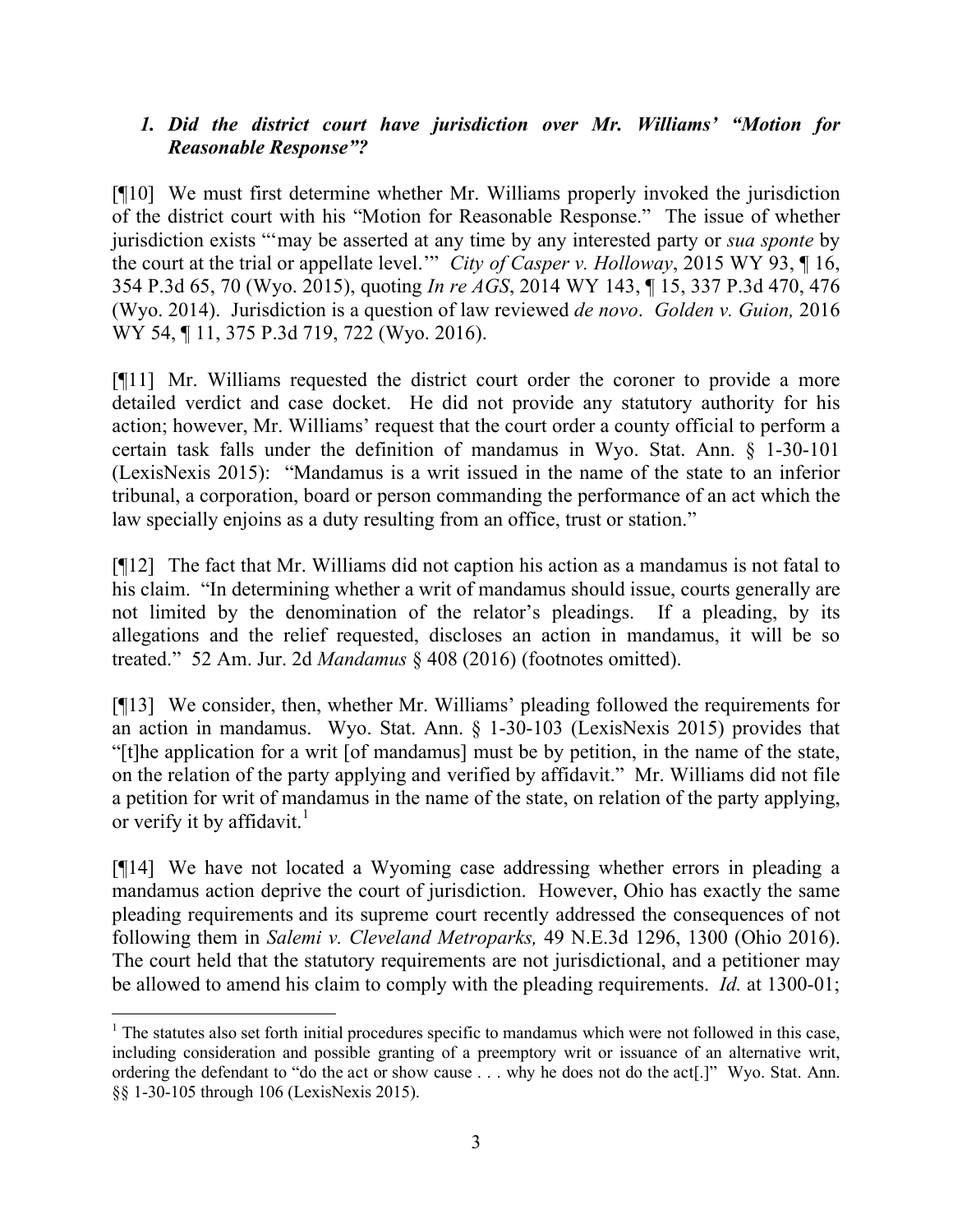### *1. Did the district court have jurisdiction over Mr. Williams' "Motion for Reasonable Response"?*

[¶10] We must first determine whether Mr. Williams properly invoked the jurisdiction of the district court with his "Motion for Reasonable Response." The issue of whether jurisdiction exists "'may be asserted at any time by any interested party or *sua sponte* by the court at the trial or appellate level.'" *City of Casper v. Holloway*, 2015 WY 93, ¶ 16, 354 P.3d 65, 70 (Wyo. 2015), quoting *In re AGS*, 2014 WY 143, ¶ 15, 337 P.3d 470, 476 (Wyo. 2014). Jurisdiction is a question of law reviewed *de novo*. *Golden v. Guion,* 2016 WY 54, ¶ 11, 375 P.3d 719, 722 (Wyo. 2016).

[¶11] Mr. Williams requested the district court order the coroner to provide a more detailed verdict and case docket. He did not provide any statutory authority for his action; however, Mr. Williams' request that the court order a county official to perform a certain task falls under the definition of mandamus in Wyo. Stat. Ann. § 1-30-101 (LexisNexis 2015): "Mandamus is a writ issued in the name of the state to an inferior tribunal, a corporation, board or person commanding the performance of an act which the law specially enjoins as a duty resulting from an office, trust or station."

[¶12] The fact that Mr. Williams did not caption his action as a mandamus is not fatal to his claim. "In determining whether a writ of mandamus should issue, courts generally are not limited by the denomination of the relator's pleadings. If a pleading, by its allegations and the relief requested, discloses an action in mandamus, it will be so treated." 52 Am. Jur. 2d *Mandamus* § 408 (2016) (footnotes omitted).

[¶13] We consider, then, whether Mr. Williams' pleading followed the requirements for an action in mandamus. Wyo. Stat. Ann. § 1-30-103 (LexisNexis 2015) provides that "[t]he application for a writ [of mandamus] must be by petition, in the name of the state, on the relation of the party applying and verified by affidavit." Mr. Williams did not file a petition for writ of mandamus in the name of the state, on relation of the party applying, or verify it by affidavit.[1]

[¶14] We have not located a Wyoming case addressing whether errors in pleading a mandamus action deprive the court of jurisdiction. However, Ohio has exactly the same pleading requirements and its supreme court recently addressed the consequences of not following them in *Salemi v. Cleveland Metroparks,* 49 N.E.3d 1296, 1300 (Ohio 2016). The court held that the statutory requirements are not jurisdictional, and a petitioner may be allowed to amend his claim to comply with the pleading requirements. *Id.* at 1300-01;

---

[1] The statutes also set forth initial procedures specific to mandamus which were not followed in this case, including consideration and possible granting of a preemptory writ or issuance of an alternative writ, ordering the defendant to "do the act or show cause . . . why he does not do the act[.]" Wyo. Stat. Ann. §§ 1-30-105 through 106 (LexisNexis 2015).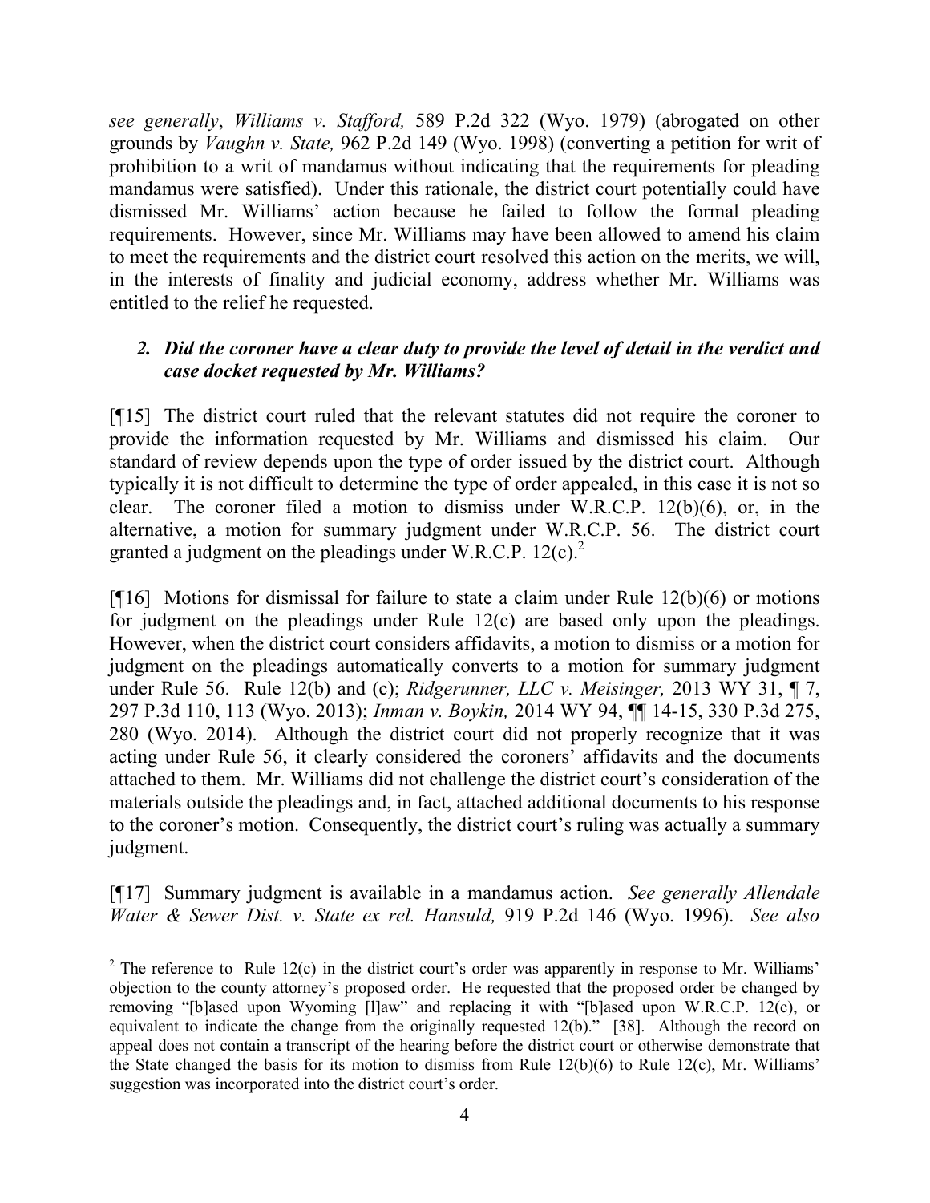*see generally*, *Williams v. Stafford,* 589 P.2d 322 (Wyo. 1979) (abrogated on other grounds by *Vaughn v. State,* 962 P.2d 149 (Wyo. 1998) (converting a petition for writ of prohibition to a writ of mandamus without indicating that the requirements for pleading mandamus were satisfied). Under this rationale, the district court potentially could have dismissed Mr. Williams' action because he failed to follow the formal pleading requirements. However, since Mr. Williams may have been allowed to amend his claim to meet the requirements and the district court resolved this action on the merits, we will, in the interests of finality and judicial economy, address whether Mr. Williams was entitled to the relief he requested.

### *2. Did the coroner have a clear duty to provide the level of detail in the verdict and case docket requested by Mr. Williams?*

[¶15] The district court ruled that the relevant statutes did not require the coroner to provide the information requested by Mr. Williams and dismissed his claim. Our standard of review depends upon the type of order issued by the district court. Although typically it is not difficult to determine the type of order appealed, in this case it is not so clear. The coroner filed a motion to dismiss under W.R.C.P. 12(b)(6), or, in the alternative, a motion for summary judgment under W.R.C.P. 56. The district court granted a judgment on the pleadings under W.R.C.P. 12(c).[2]

[¶16] Motions for dismissal for failure to state a claim under Rule 12(b)(6) or motions for judgment on the pleadings under Rule 12(c) are based only upon the pleadings. However, when the district court considers affidavits, a motion to dismiss or a motion for judgment on the pleadings automatically converts to a motion for summary judgment under Rule 56. Rule 12(b) and (c); *Ridgerunner, LLC v. Meisinger,* 2013 WY 31, ¶ 7, 297 P.3d 110, 113 (Wyo. 2013); *Inman v. Boykin,* 2014 WY 94, ¶¶ 14-15, 330 P.3d 275, 280 (Wyo. 2014). Although the district court did not properly recognize that it was acting under Rule 56, it clearly considered the coroners' affidavits and the documents attached to them. Mr. Williams did not challenge the district court's consideration of the materials outside the pleadings and, in fact, attached additional documents to his response to the coroner's motion. Consequently, the district court's ruling was actually a summary judgment.

[¶17] Summary judgment is available in a mandamus action. *See generally Allendale Water & Sewer Dist. v. State ex rel. Hansuld,* 919 P.2d 146 (Wyo. 1996). *See also*

---

[2] The reference to Rule 12(c) in the district court's order was apparently in response to Mr. Williams' objection to the county attorney's proposed order. He requested that the proposed order be changed by removing "[b]ased upon Wyoming [l]aw" and replacing it with "[b]ased upon W.R.C.P. 12(c), or equivalent to indicate the change from the originally requested 12(b)." [38]. Although the record on appeal does not contain a transcript of the hearing before the district court or otherwise demonstrate that the State changed the basis for its motion to dismiss from Rule 12(b)(6) to Rule 12(c), Mr. Williams' suggestion was incorporated into the district court's order.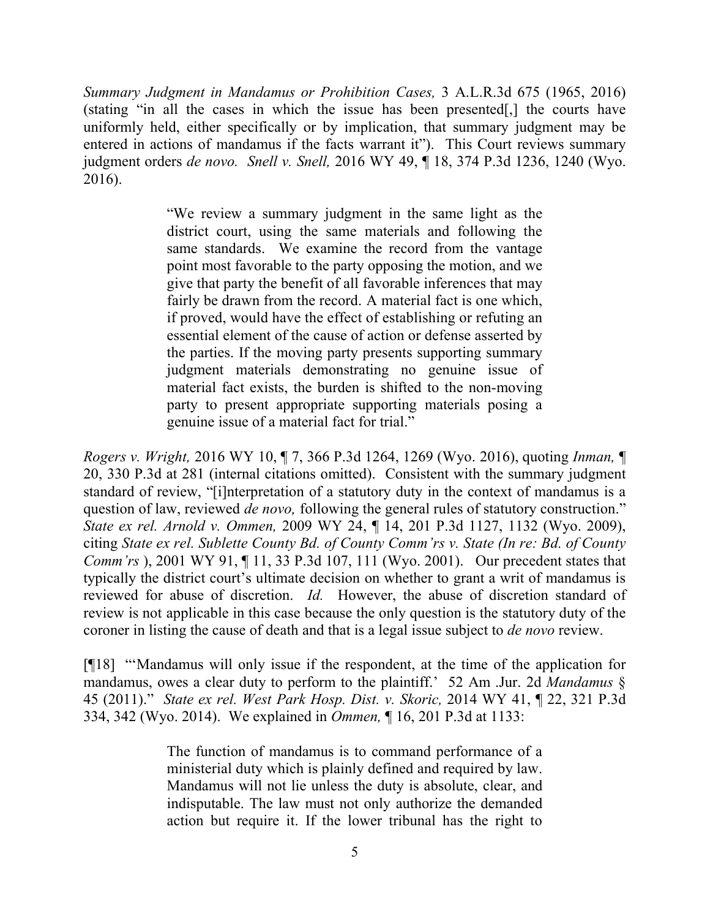*Summary Judgment in Mandamus or Prohibition Cases,* 3 A.L.R.3d 675 (1965, 2016) (stating "in all the cases in which the issue has been presented[,] the courts have uniformly held, either specifically or by implication, that summary judgment may be entered in actions of mandamus if the facts warrant it"). This Court reviews summary judgment orders *de novo. Snell v. Snell,* 2016 WY 49, ¶ 18, 374 P.3d 1236, 1240 (Wyo. 2016).

> "We review a summary judgment in the same light as the district court, using the same materials and following the same standards. We examine the record from the vantage point most favorable to the party opposing the motion, and we give that party the benefit of all favorable inferences that may fairly be drawn from the record. A material fact is one which, if proved, would have the effect of establishing or refuting an essential element of the cause of action or defense asserted by the parties. If the moving party presents supporting summary judgment materials demonstrating no genuine issue of material fact exists, the burden is shifted to the non-moving party to present appropriate supporting materials posing a genuine issue of a material fact for trial."

*Rogers v. Wright,* 2016 WY 10, ¶ 7, 366 P.3d 1264, 1269 (Wyo. 2016), quoting *Inman,* ¶ 20, 330 P.3d at 281 (internal citations omitted). Consistent with the summary judgment standard of review, "[i]nterpretation of a statutory duty in the context of mandamus is a question of law, reviewed *de novo,* following the general rules of statutory construction." *State ex rel. Arnold v. Ommen,* 2009 WY 24, ¶ 14, 201 P.3d 1127, 1132 (Wyo. 2009), citing *State ex rel. Sublette County Bd. of County Comm'rs v. State (In re: Bd. of County Comm'rs* ), 2001 WY 91, ¶ 11, 33 P.3d 107, 111 (Wyo. 2001). Our precedent states that typically the district court's ultimate decision on whether to grant a writ of mandamus is reviewed for abuse of discretion. *Id.* However, the abuse of discretion standard of review is not applicable in this case because the only question is the statutory duty of the coroner in listing the cause of death and that is a legal issue subject to *de novo* review.

[¶18] "'Mandamus will only issue if the respondent, at the time of the application for mandamus, owes a clear duty to perform to the plaintiff.' 52 Am .Jur. 2d *Mandamus* § 45 (2011)." *State ex rel. West Park Hosp. Dist. v. Skoric,* 2014 WY 41, ¶ 22, 321 P.3d 334, 342 (Wyo. 2014). We explained in *Ommen,* ¶ 16, 201 P.3d at 1133:

> The function of mandamus is to command performance of a ministerial duty which is plainly defined and required by law. Mandamus will not lie unless the duty is absolute, clear, and indisputable. The law must not only authorize the demanded action but require it. If the lower tribunal has the right to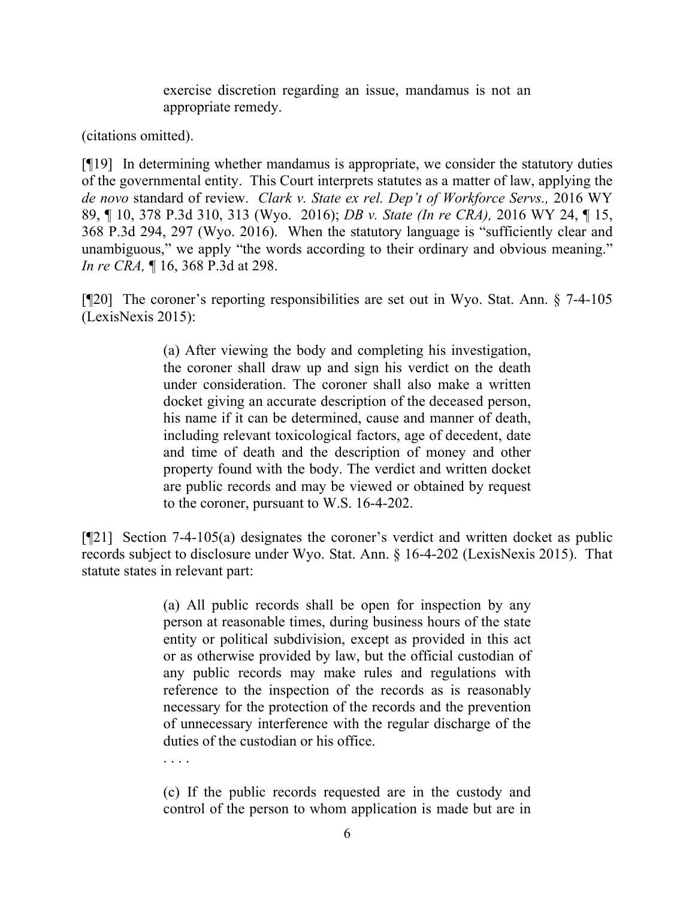> exercise discretion regarding an issue, mandamus is not an appropriate remedy.

(citations omitted).

[¶19] In determining whether mandamus is appropriate, we consider the statutory duties of the governmental entity. This Court interprets statutes as a matter of law, applying the *de novo* standard of review. *Clark v. State ex rel. Dep't of Workforce Servs.,* 2016 WY 89, ¶ 10, 378 P.3d 310, 313 (Wyo. 2016); *DB v. State (In re CRA),* 2016 WY 24, ¶ 15, 368 P.3d 294, 297 (Wyo. 2016). When the statutory language is "sufficiently clear and unambiguous," we apply "the words according to their ordinary and obvious meaning." *In re CRA,* ¶ 16, 368 P.3d at 298.

[¶20] The coroner's reporting responsibilities are set out in Wyo. Stat. Ann. § 7-4-105 (LexisNexis 2015):

> (a) After viewing the body and completing his investigation, the coroner shall draw up and sign his verdict on the death under consideration. The coroner shall also make a written docket giving an accurate description of the deceased person, his name if it can be determined, cause and manner of death, including relevant toxicological factors, age of decedent, date and time of death and the description of money and other property found with the body. The verdict and written docket are public records and may be viewed or obtained by request to the coroner, pursuant to W.S. 16-4-202.

[¶21] Section 7-4-105(a) designates the coroner's verdict and written docket as public records subject to disclosure under Wyo. Stat. Ann. § 16-4-202 (LexisNexis 2015). That statute states in relevant part:

> (a) All public records shall be open for inspection by any person at reasonable times, during business hours of the state entity or political subdivision, except as provided in this act or as otherwise provided by law, but the official custodian of any public records may make rules and regulations with reference to the inspection of the records as is reasonably necessary for the protection of the records and the prevention of unnecessary interference with the regular discharge of the duties of the custodian or his office.
>
> . . . .
>
> (c) If the public records requested are in the custody and control of the person to whom application is made but are in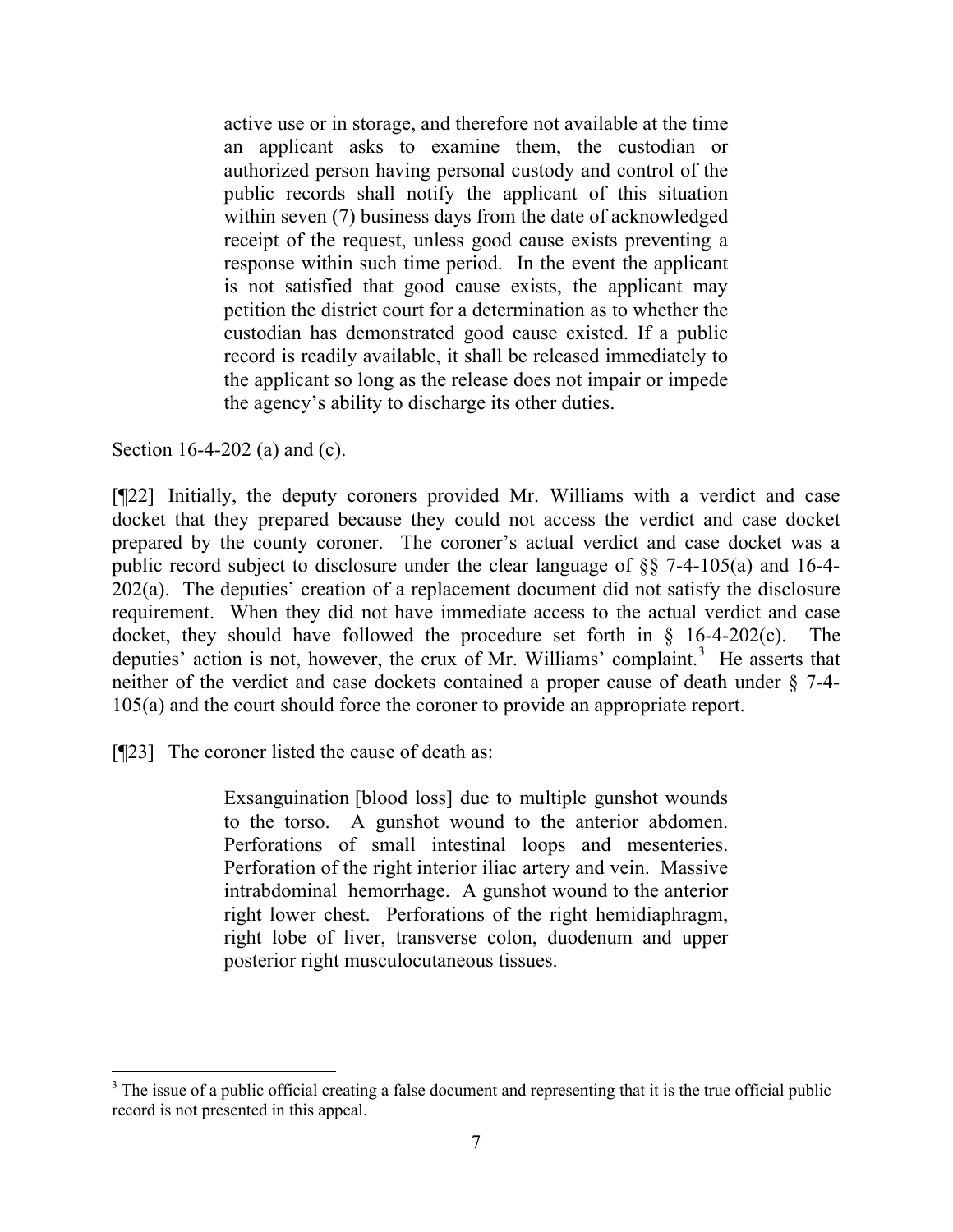> active use or in storage, and therefore not available at the time an applicant asks to examine them, the custodian or authorized person having personal custody and control of the public records shall notify the applicant of this situation within seven (7) business days from the date of acknowledged receipt of the request, unless good cause exists preventing a response within such time period. In the event the applicant is not satisfied that good cause exists, the applicant may petition the district court for a determination as to whether the custodian has demonstrated good cause existed. If a public record is readily available, it shall be released immediately to the applicant so long as the release does not impair or impede the agency's ability to discharge its other duties.

Section 16-4-202 (a) and (c).

[¶22] Initially, the deputy coroners provided Mr. Williams with a verdict and case docket that they prepared because they could not access the verdict and case docket prepared by the county coroner. The coroner's actual verdict and case docket was a public record subject to disclosure under the clear language of §§ 7-4-105(a) and 16-4-202(a). The deputies' creation of a replacement document did not satisfy the disclosure requirement. When they did not have immediate access to the actual verdict and case docket, they should have followed the procedure set forth in § 16-4-202(c). The deputies' action is not, however, the crux of Mr. Williams' complaint.[3] He asserts that neither of the verdict and case dockets contained a proper cause of death under § 7-4-105(a) and the court should force the coroner to provide an appropriate report.

[¶23] The coroner listed the cause of death as:

> Exsanguination [blood loss] due to multiple gunshot wounds to the torso. A gunshot wound to the anterior abdomen. Perforations of small intestinal loops and mesenteries. Perforation of the right interior iliac artery and vein. Massive intrabdominal hemorrhage. A gunshot wound to the anterior right lower chest. Perforations of the right hemidiaphragm, right lobe of liver, transverse colon, duodenum and upper posterior right musculocutaneous tissues.

---

[3] The issue of a public official creating a false document and representing that it is the true official public record is not presented in this appeal.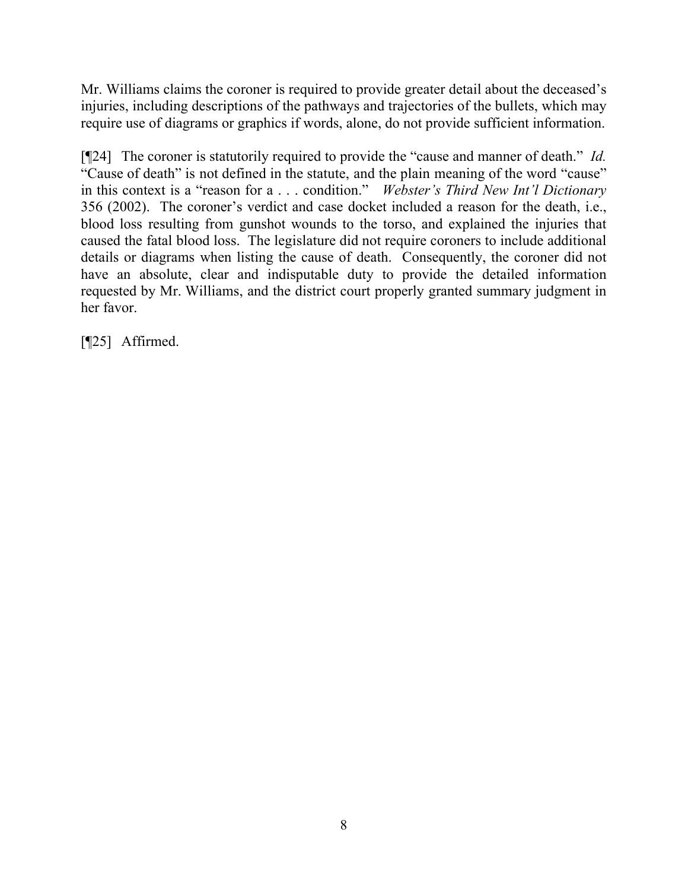Mr. Williams claims the coroner is required to provide greater detail about the deceased's injuries, including descriptions of the pathways and trajectories of the bullets, which may require use of diagrams or graphics if words, alone, do not provide sufficient information.

[¶24] The coroner is statutorily required to provide the "cause and manner of death." *Id.* "Cause of death" is not defined in the statute, and the plain meaning of the word "cause" in this context is a "reason for a . . . condition." *Webster's Third New Int'l Dictionary* 356 (2002). The coroner's verdict and case docket included a reason for the death, i.e., blood loss resulting from gunshot wounds to the torso, and explained the injuries that caused the fatal blood loss. The legislature did not require coroners to include additional details or diagrams when listing the cause of death. Consequently, the coroner did not have an absolute, clear and indisputable duty to provide the detailed information requested by Mr. Williams, and the district court properly granted summary judgment in her favor.

[¶25] Affirmed.